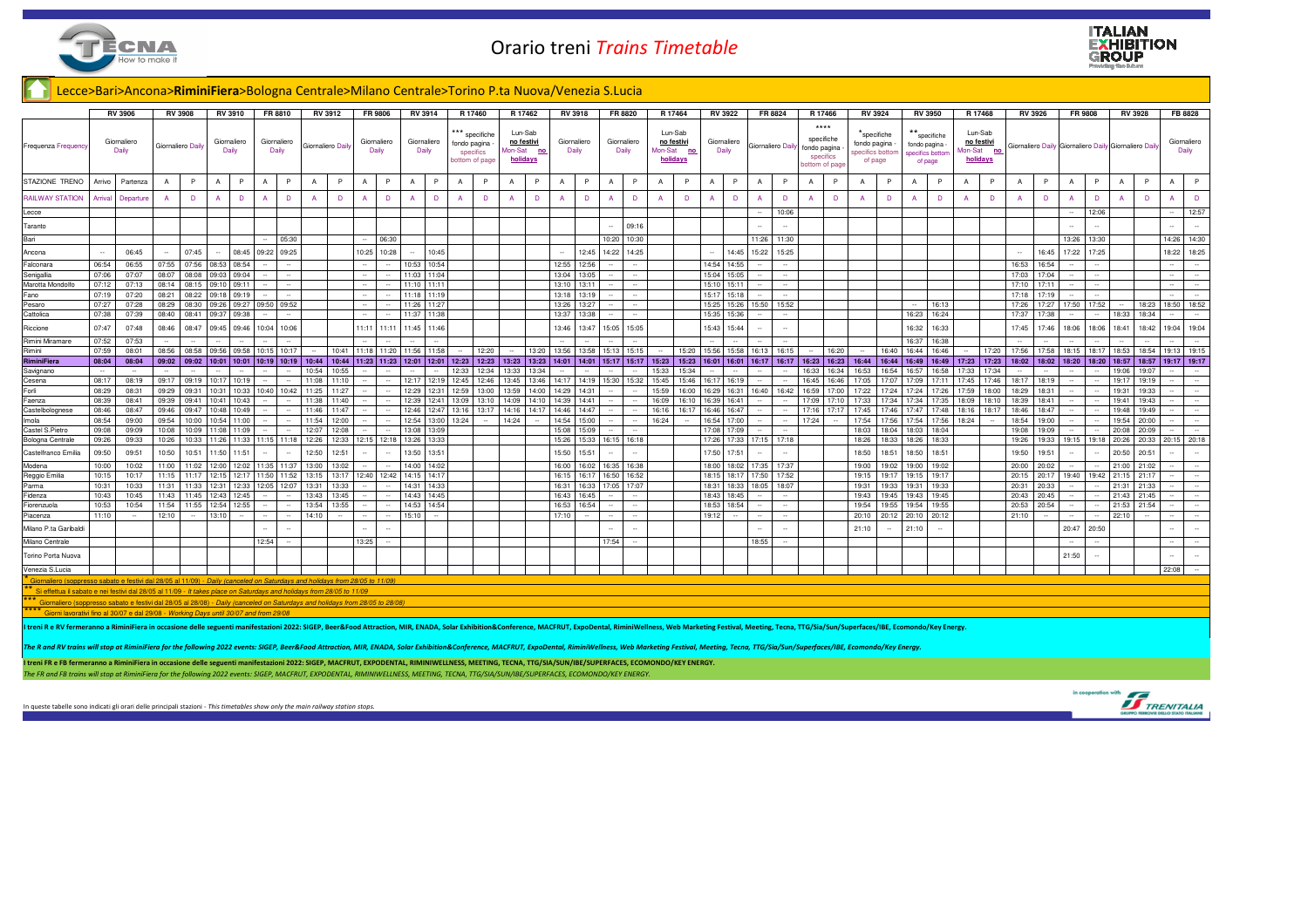# Orario treni *Trains Timetable*

## Lecce>Bari>Ancona>**RiminiFiera**>Bologna Centrale>Milano Centrale>Torino P.ta Nuova/Venezia S.Lucia

| | RV 3906 | | RV 3908 | | RV 3910 | | FR 8810 | | RV 3912 | | FR 9806 | | RV 3914 | | R 17460 | | R 17462 | | RV 3918 | | FR 8820 | | R 17464 | | RV 3922 | | FR 8824 | | R 17466 | | RV 3924 | | RV 3950 | | R 17468 | | RV 3926 | | FR 9808 | | RV 3928 | | FB 8828 | |
|---|---|---|---|---|---|---|---|---|---|---|---|---|---|---|---|---|---|---|---|---|---|---|---|---|---|---|---|---|---|---|---|---|---|---|---|---|---|---|---|---|---|---|---|---|
| Frequenza Frequency | Giornaliero Daily | | Giornaliero Daily | | Giornaliero Daily | | Giornaliero Daily | | Giornaliero Daily | | Giornaliero Daily | | Giornaliero Daily | | *** specifiche fondo pagina - specifics bottom of page | | Lun-Sab no festivi Mon-Sat no holidays | | Giornaliero Daily | | Giornaliero Daily | | Lun-Sab no festivi Mon-Sat no holidays | | Giornaliero Daily | | Giornaliero Daily | | **** specifiche fondo pagina - specifics bottom of page | | * specifiche fondo pagina - specifics bottom of page | | ** specifiche fondo pagina - specifics bottom of page | | Lun-Sab no festivi Mon-Sat no holidays | | Giornaliero Daily | | Giornaliero Daily | | Giornaliero Daily | | Giornaliero Daily | |
| STAZIONE TRENO | Arrivo | Partenza | A | P | A | P | A | P | A | P | A | P | A | P | A | P | A | P | A | P | A | P | A | P | A | P | A | P | A | P | A | P | A | P | A | P | A | P | A | P | A | P | A | P |
| RAILWAY STATION | Arrival | Departure | A | D | A | D | A | D | A | D | A | D | A | D | A | D | A | D | A | D | A | D | A | D | A | D | A | D | A | D | A | D | A | D | A | D | A | D | A | D | A | D | A | D |
| Lecce | | | | | | | | | | | | | | | | | | | | | | | | | | | -- | 10:06 | | | | | | | | | | | -- | 12:06 | | | -- | 12:57 |
| Taranto | | | | | | | | | | | | | | | | | | | | | -- | 09:16 | | | | | | | | | | | | | | | | | -- | -- | | | -- | -- |
| Bari | | | | | | | -- | 05:30 | | | -- | 06:30 | | | | | | | | | 10:20 | 10:30 | | | | | 11:26 | 11:30 | | | | | | | | | | | 13:26 | 13:30 | | | 14:26 | 14:30 |
| Ancona | -- | 06:45 | -- | 07:45 | -- | 08:45 | 09:22 | 09:25 | | | 10:25 | 10:28 | -- | 10:45 | | | | | -- | 12:45 | 14:22 | 14:25 | | | -- | 14:45 | 15:22 | 15:25 | | | | | | | | | -- | 16:45 | 17:22 | 17:25 | | | 18:22 | 18:25 |
| Falconara | 06:54 | 06:55 | 07:55 | 07:56 | 08:53 | 08:54 | -- | -- | | | -- | -- | 10:53 | 10:54 | | | | | 12:55 | 12:56 | -- | -- | | | 14:54 | 14:55 | -- | -- | | | | | | | | | 16:53 | 16:54 | -- | -- | | | -- | -- |
| Senigallia | 07:06 | 07:07 | 08:07 | 08:08 | 09:03 | 09:04 | -- | -- | | | -- | -- | 11:03 | 11:04 | | | | | 13:04 | 13:05 | -- | -- | | | 15:04 | 15:05 | -- | -- | | | | | | | | | 17:03 | 17:04 | -- | -- | | | -- | -- |
| Marotta Mondolfo | 07:12 | 07:13 | 08:14 | 08:15 | 09:10 | 09:11 | -- | -- | | | -- | -- | 11:10 | 11:11 | | | | | 13:10 | 13:11 | -- | -- | | | 15:10 | 15:11 | -- | -- | | | | | | | | | 17:10 | 17:11 | -- | -- | | | -- | -- |
| Fano | 07:19 | 07:20 | 08:21 | 08:22 | 09:18 | 09:19 | -- | -- | | | -- | -- | 11:18 | 11:19 | | | | | 13:18 | 13:19 | -- | -- | | | 15:17 | 15:18 | -- | -- | | | | | | | | | 17:18 | 17:19 | -- | -- | | | -- | -- |
| Pesaro | 07:27 | 07:28 | 08:29 | 08:30 | 09:26 | 09:27 | 09:50 | 09:52 | | | -- | -- | 11:26 | 11:27 | | | | | 13:26 | 13:27 | -- | -- | | | 15:25 | 15:26 | 15:50 | 15:52 | | | | | -- | 16:13 | | | 17:26 | 17:27 | 17:50 | 17:52 | -- | 18:23 | 18:50 | 18:52 |
| Cattolica | 07:38 | 07:39 | 08:40 | 08:41 | 09:37 | 09:38 | -- | -- | | | -- | -- | 11:37 | 11:38 | | | | | 13:37 | 13:38 | -- | -- | | | 15:35 | 15:36 | -- | -- | | | | | 16:23 | 16:24 | | | 17:37 | 17:38 | -- | -- | 18:33 | 18:34 | -- | -- |
| Riccione | 07:47 | 07:48 | 08:46 | 08:47 | 09:45 | 09:46 | 10:04 | 10:06 | | | 11:11 | 11:11 | 11:45 | 11:46 | | | | | 13:46 | 13:47 | 15:05 | 15:05 | | | 15:43 | 15:44 | -- | -- | | | | | 16:32 | 16:33 | | | 17:45 | 17:46 | 18:06 | 18:06 | 18:41 | 18:42 | 19:04 | 19:04 |
| Rimini Miramare | 07:52 | 07:53 | -- | -- | -- | -- | -- | -- | | | -- | -- | -- | -- | | | | | -- | -- | -- | -- | | | -- | -- | -- | -- | | | | | 16:37 | 16:38 | | | -- | -- | -- | -- | -- | -- | -- | -- |
| Rimini | 07:59 | 08:01 | 08:56 | 08:58 | 09:56 | 09:58 | 10:15 | 10:17 | -- | 10:41 | 11:18 | 11:20 | 11:56 | 11:58 | -- | 12:20 | -- | 13:20 | 13:56 | 13:58 | 15:13 | 15:15 | -- | 15:20 | 15:56 | 15:58 | 16:13 | 16:15 | -- | 16:20 | -- | 16:40 | 16:44 | 16:46 | -- | 17:20 | 17:56 | 17:58 | 18:15 | 18:17 | 18:53 | 18:54 | 19:13 | 19:15 |
| **RiminiFiera** | **08:04** | **08:04** | **09:02** | **09:02** | **10:01** | **10:01** | **10:19** | **10:19** | **10:44** | **10:44** | **11:23** | **11:23** | **12:01** | **12:01** | **12:23** | **12:23** | **13:23** | **13:23** | **14:01** | **14:01** | **15:17** | **15:17** | **15:23** | **15:23** | **16:01** | **16:01** | **16:17** | **16:17** | **16:23** | **16:23** | **16:44** | **16:44** | **16:49** | **16:49** | **17:23** | **17:23** | **18:02** | **18:02** | **18:20** | **18:20** | **18:57** | **18:57** | **19:17** | **19:17** |
| Savignano | -- | -- | -- | -- | -- | -- | -- | -- | 10:54 | 10:55 | -- | -- | -- | -- | 12:33 | 12:34 | 13:33 | 13:34 | -- | -- | -- | -- | 15:33 | 15:34 | -- | -- | -- | -- | 16:33 | 16:34 | 16:53 | 16:54 | 16:57 | 16:58 | 17:33 | 17:34 | -- | -- | -- | -- | 19:06 | 19:07 | -- | -- |
| Cesena | 08:17 | 08:19 | 09:17 | 09:19 | 10:17 | 10:19 | -- | -- | 11:08 | 11:10 | -- | -- | 12:17 | 12:19 | 12:45 | 12:46 | 13:45 | 13:46 | 14:17 | 14:19 | 15:30 | 15:32 | 15:45 | 15:46 | 16:17 | 16:19 | -- | -- | 16:45 | 16:46 | 17:05 | 17:07 | 17:09 | 17:11 | 17:45 | 17:46 | 18:17 | 18:19 | -- | -- | 19:17 | 19:19 | -- | -- |
| Forlì | 08:29 | 08:31 | 09:29 | 09:31 | 10:31 | 10:33 | 10:40 | 10:42 | 11:25 | 11:27 | -- | -- | 12:29 | 12:31 | 12:59 | 13:00 | 13:59 | 14:00 | 14:29 | 14:31 | -- | -- | 15:59 | 16:00 | 16:29 | 16:31 | 16:40 | 16:42 | 16:59 | 17:00 | 17:22 | 17:24 | 17:24 | 17:26 | 17:59 | 18:00 | 18:29 | 18:31 | -- | -- | 19:31 | 19:33 | -- | -- |
| Faenza | 08:39 | 08:41 | 09:39 | 09:41 | 10:41 | 10:43 | -- | -- | 11:38 | 11:40 | -- | -- | 12:39 | 12:41 | 13:09 | 13:10 | 14:09 | 14:10 | 14:39 | 14:41 | -- | -- | 16:09 | 16:10 | 16:39 | 16:41 | -- | -- | 17:09 | 17:10 | 17:33 | 17:34 | 17:34 | 17:35 | 18:09 | 18:10 | 18:39 | 18:41 | -- | -- | 19:41 | 19:43 | -- | -- |
| Castelbolognese | 08:46 | 08:47 | 09:46 | 09:47 | 10:48 | 10:49 | -- | -- | 11:46 | 11:47 | -- | -- | 12:46 | 12:47 | 13:16 | 13:17 | 14:16 | 14:17 | 14:46 | 14:47 | -- | -- | 16:16 | 16:17 | 16:46 | 16:47 | -- | -- | 17:16 | 17:17 | 17:45 | 17:46 | 17:47 | 17:48 | 18:16 | 18:17 | 18:46 | 18:47 | -- | -- | 19:48 | 19:49 | -- | -- |
| Imola | 08:54 | 09:00 | 09:54 | 10:00 | 10:54 | 11:00 | -- | -- | 11:54 | 12:00 | -- | -- | 12:54 | 13:00 | 13:24 | -- | 14:24 | -- | 14:54 | 15:00 | -- | -- | 16:24 | -- | 16:54 | 17:00 | -- | -- | 17:24 | -- | 17:54 | 17:56 | 17:54 | 17:56 | 18:24 | -- | 18:54 | 19:00 | -- | -- | 19:54 | 20:00 | -- | -- |
| Castel S.Pietro | 09:08 | 09:09 | 10:08 | 10:09 | 11:08 | 11:09 | -- | -- | 12:07 | 12:08 | -- | -- | 13:08 | 13:09 | | | | | 15:08 | 15:09 | -- | -- | | | 17:08 | 17:09 | -- | -- | | | 18:03 | 18:04 | 18:03 | 18:04 | | | 19:08 | 19:09 | -- | -- | 20:08 | 20:09 | -- | -- |
| Bologna Centrale | 09:26 | 09:33 | 10:26 | 10:33 | 11:26 | 11:33 | 11:15 | 11:18 | 12:26 | 12:33 | 12:15 | 12:18 | 13:26 | 13:33 | | | | | 15:26 | 15:33 | 16:15 | 16:18 | | | 17:26 | 17:33 | 17:15 | 17:18 | | | 18:26 | 18:33 | 18:26 | 18:33 | | | 19:26 | 19:33 | 19:15 | 19:18 | 20:26 | 20:33 | 20:15 | 20:18 |
| Castelfranco Emilia | 09:50 | 09:51 | 10:50 | 10:51 | 11:50 | 11:51 | -- | -- | 12:50 | 12:51 | -- | -- | 13:50 | 13:51 | | | | | 15:50 | 15:51 | -- | -- | | | 17:50 | 17:51 | -- | -- | | | 18:50 | 18:51 | 18:50 | 18:51 | | | 19:50 | 19:51 | -- | -- | 20:50 | 20:51 | -- | -- |
| Modena | 10:00 | 10:02 | 11:00 | 11:02 | 12:00 | 12:02 | 11:35 | 11:37 | 13:00 | 13:02 | -- | -- | 14:00 | 14:02 | | | | | 16:00 | 16:02 | 16:35 | 16:38 | | | 18:00 | 18:02 | 17:35 | 17:37 | | | 19:00 | 19:02 | 19:00 | 19:02 | | | 20:00 | 20:02 | -- | -- | 21:00 | 21:02 | -- | -- |
| Reggio Emilia | 10:15 | 10:17 | 11:15 | 11:17 | 12:15 | 12:17 | 11:50 | 11:52 | 13:15 | 13:17 | 12:40 | 12:42 | 14:15 | 14:17 | | | | | 16:15 | 16:17 | 16:50 | 16:52 | | | 18:15 | 18:17 | 17:50 | 17:52 | | | 19:15 | 19:17 | 19:15 | 19:17 | | | 20:15 | 20:17 | 19:40 | 19:42 | 21:15 | 21:17 | -- | -- |
| Parma | 10:31 | 10:33 | 11:31 | 11:33 | 12:31 | 12:33 | 12:05 | 12:07 | 13:31 | 13:33 | -- | -- | 14:31 | 14:33 | | | | | 16:31 | 16:33 | 17:05 | 17:07 | | | 18:31 | 18:33 | 18:05 | 18:07 | | | 19:31 | 19:33 | 19:31 | 19:33 | | | 20:31 | 20:33 | -- | -- | 21:31 | 21:33 | -- | -- |
| Fidenza | 10:43 | 10:45 | 11:43 | 11:45 | 12:43 | 12:45 | -- | -- | 13:43 | 13:45 | -- | -- | 14:43 | 14:45 | | | | | 16:43 | 16:45 | -- | -- | | | 18:43 | 18:45 | -- | -- | | | 19:43 | 19:45 | 19:43 | 19:45 | | | 20:43 | 20:45 | -- | -- | 21:43 | 21:45 | -- | -- |
| Fiorenzuola | 10:53 | 10:54 | 11:54 | 11:55 | 12:54 | 12:55 | -- | -- | 13:54 | 13:55 | -- | -- | 14:53 | 14:54 | | | | | 16:53 | 16:54 | -- | -- | | | 18:53 | 18:54 | -- | -- | | | 19:54 | 19:55 | 19:54 | 19:55 | | | 20:53 | 20:54 | -- | -- | 21:53 | 21:54 | -- | -- |
| Piacenza | 11:10 | -- | 12:10 | -- | 13:10 | -- | -- | -- | 14:10 | -- | -- | -- | 15:10 | -- | | | | | 17:10 | -- | -- | -- | | | 19:12 | -- | -- | -- | | | 20:10 | 20:12 | 20:10 | 20:12 | | | 21:10 | -- | -- | -- | 22:10 | -- | -- | -- |
| Milano P.ta Garibaldi | | | | | | | -- | -- | | | -- | -- | | | | | | | | | -- | -- | | | | | -- | -- | | | 21:10 | -- | 21:10 | -- | | | | | 20:47 | 20:50 | | | -- | -- |
| Milano Centrale | | | | | | | 12:54 | -- | | | 13:25 | -- | | | | | | | | | 17:54 | -- | | | | | 18:55 | -- | | | | | | | | | | | -- | -- | | | -- | -- |
| Torino Porta Nuova | | | | | | | | | | | | | | | | | | | | | | | | | | | | | | | | | | | | | | | 21:50 | -- | | | -- | -- |
| Venezia S.Lucia | | | | | | | | | | | | | | | | | | | | | | | | | | | | | | | | | | | | | | | | | | | 22:08 | -- |

\* Giornaliero (soppresso sabato e festivi dal 28/05 al 11/09) - *Daily (canceled on Saturdays and holidays from 28/05 to 11/09)*

** Si effettua il sabato e nei festivi dal 28/05 al 11/09 - *It takes place on Saturdays and holidays from 28/05 to 11/09*

*** Giornaliero (soppresso sabato e festivi dal 28/05 al 28/08) - *Daily (canceled on Saturdays and holidays from 28/05 to 28/08)*

**** Giorni lavorativi fino al 30/07 e dal 29/08 - *Working Days until 30/07 and from 29/08*

**I treni R e RV fermeranno a RiminiFiera in occasione delle seguenti manifestazioni 2022: SIGEP, Beer&Food Attraction, MIR, ENADA, Solar Exhibition&Conference, MACFRUT, ExpoDental, RiminiWellness, Web Marketing Festival, Meeting, Tecna, TTG/Sia/Sun/Superfaces/IBE, Ecomondo/Key Energy.**

*The R and RV trains will stop at RiminiFiera for the following 2022 events: SIGEP, Beer&Food Attraction, MIR, ENADA, Solar Exhibition&Conference, MACFRUT, ExpoDental, RiminiWellness, Web Marketing Festival, Meeting, Tecna, TTG/Sia/Sun/Superfaces/IBE, Ecomondo/Key Energy.*

**I treni FR e FB fermeranno a RiminiFiera in occasione delle seguenti manifestazioni 2022: SIGEP, MACFRUT, EXPODENTAL, RIMINIWELLNESS, MEETING, TECNA, TTG/SIA/SUN/IBE/SUPERFACES, ECOMONDO/KEY ENERGY.**

*The FR and FB trains will stop at RiminiFiera for the following 2022 events: SIGEP, MACFRUT, EXPODENTAL, RIMINIWELLNESS, MEETING, TECNA, TTG/SIA/SUN/IBE/SUPERFACES, ECOMONDO/KEY ENERGY.*

In queste tabelle sono indicati gli orari delle principali stazioni - *This timetables show only the main railway station stops.*

in cooperation with TRENITALIA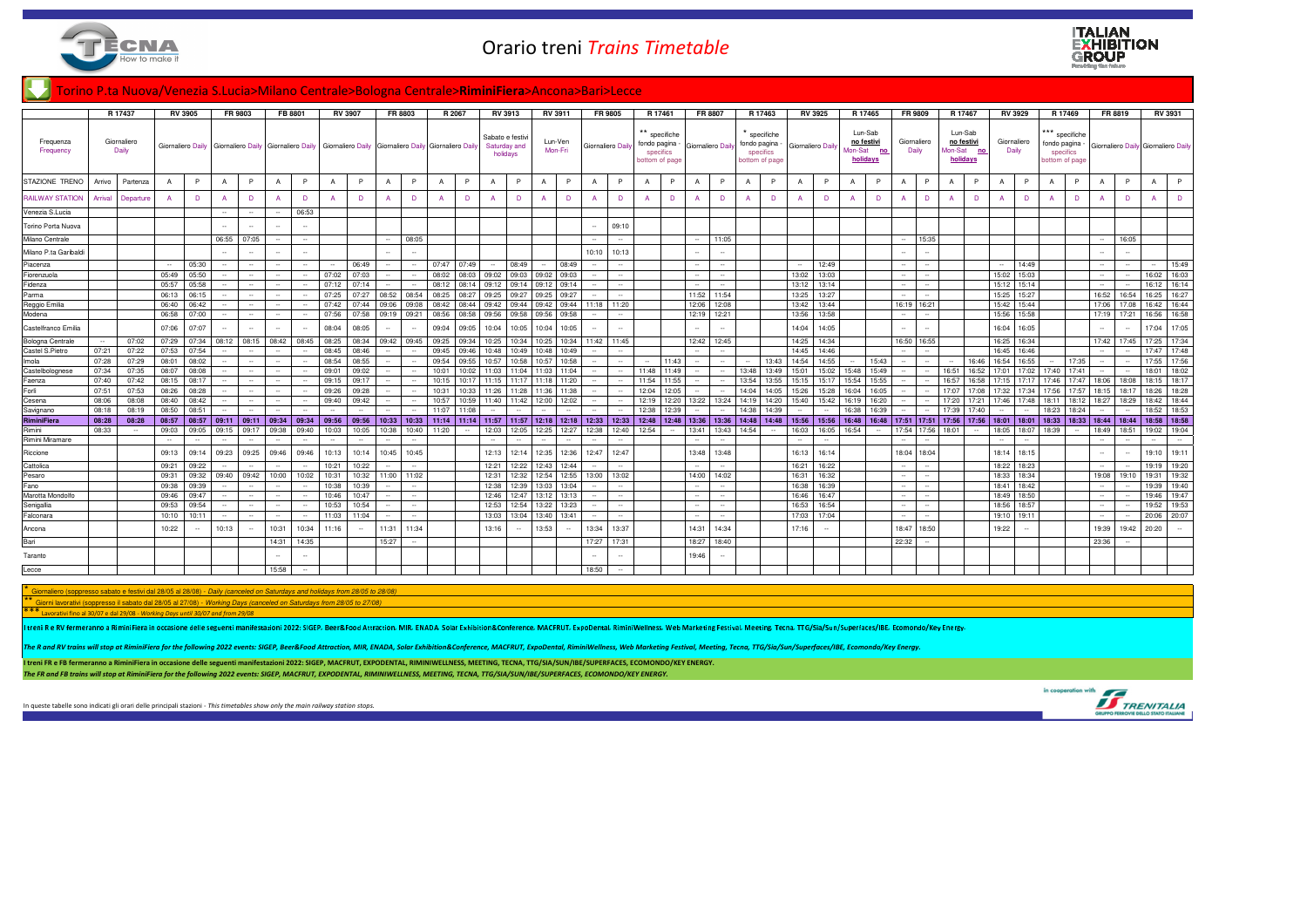# Orario treni *Trains Timetable*

## Torino P.ta Nuova/Venezia S.Lucia>Milano Centrale>Bologna Centrale>**RiminiFiera**>Ancona>Bari>Lecce

| | R 17437 | | RV 3905 | | FR 9803 | | FB 8801 | | RV 3907 | | FR 8803 | | R 2067 | | RV 3913 | | RV 3911 | | FR 9805 | | R 17461 | | FR 8807 | | R 17463 | | RV 3925 | | R 17465 | | FR 9809 | | R 17467 | | RV 3929 | | R 17469 | | FR 8819 | | RV 3931 | |
|---|---|---|---|---|---|---|---|---|---|---|---|---|---|---|---|---|---|---|---|---|---|---|---|---|---|---|---|---|---|---|---|---|---|---|---|---|---|---|---|---|---|---|
| Frequenza Frequency | Giornaliero Daily | | Giornaliero Daily | | Giornaliero Daily | | Giornaliero Daily | | Giornaliero Daily | | Giornaliero Daily | | Giornaliero Daily | | Sabato e festivi Saturday and holidays | | Lun-Ven Mon-Fri | | Giornaliero Daily | | ** specifiche fondo pagina - specifics bottom of page | | Giornaliero Daily | | * specifiche fondo pagina - specifics bottom of page | | Giornaliero Daily | | Lun-Sab no festivi Mon-Sat no holidays | | Giornaliero Daily | | Lun-Sab no festivi Mon-Sat no holidays | | Giornaliero Daily | | *** specifiche fondo pagina - specifics bottom of page | | Giornaliero Daily | | Giornaliero Daily | |
| STAZIONE TRENO | Arrivo | Partenza | A | P | A | P | A | P | A | P | A | P | A | P | A | P | A | P | A | P | A | P | A | P | A | P | A | P | A | P | A | P | A | P | A | P | A | P | A | P | A | P |
| RAILWAY STATION | Arrival | Departure | A | D | A | D | A | D | A | D | A | D | A | D | A | D | A | D | A | D | A | D | A | D | A | D | A | D | A | D | A | D | A | D | A | D | A | D | A | D | A | D |
| Venezia S.Lucia | | | | | -- | -- | -- | 06:53 | | | | | | | | | | | | | | | | | | | | | | | | | | | | | | | | | | |
| Torino Porta Nuova | | | | | -- | -- | -- | -- | | | | | | | | | | | -- | 09:10 | | | | | | | | | | | | | | | | | | | | | | |
| Milano Centrale | | | | | 06:55 | 07:05 | -- | -- | | | -- | 08:05 | | | | | | | -- | -- | | | -- | 11:05 | | | | | | | -- | 15:35 | | | | | | | -- | 16:05 | | |
| Milano P.ta Garibaldi | | | | | -- | -- | -- | -- | | | -- | -- | | | | | | | 10:10 | 10:13 | | | -- | -- | | | | | | | -- | -- | | | | | | | -- | -- | | |
| Piacenza | | | -- | 05:30 | -- | -- | -- | -- | -- | 06:49 | -- | -- | 07:47 | 07:49 | -- | 08:49 | -- | 08:49 | -- | -- | | | -- | -- | | | -- | 12:49 | | | -- | -- | | | -- | 14:49 | | | -- | -- | -- | 15:49 |
| Fiorenzuola | | | 05:49 | 05:50 | -- | -- | -- | -- | 07:02 | 07:03 | -- | -- | 08:02 | 08:03 | 09:02 | 09:03 | 09:02 | 09:03 | -- | -- | | | -- | -- | | | 13:02 | 13:03 | | | -- | -- | | | 15:02 | 15:03 | | | -- | -- | 16:02 | 16:03 |
| Fidenza | | | 05:57 | 05:58 | -- | -- | -- | -- | 07:12 | 07:14 | -- | -- | 08:12 | 08:14 | 09:12 | 09:14 | 09:12 | 09:14 | -- | -- | | | -- | -- | | | 13:12 | 13:14 | | | -- | -- | | | 15:12 | 15:14 | | | -- | -- | 16:12 | 16:14 |
| Parma | | | 06:13 | 06:15 | -- | -- | -- | -- | 07:25 | 07:27 | 08:52 | 08:54 | 08:25 | 08:27 | 09:25 | 09:27 | 09:25 | 09:27 | -- | -- | | | 11:52 | 11:54 | | | 13:25 | 13:27 | | | -- | -- | | | 15:25 | 15:27 | | | 16:52 | 16:54 | 16:25 | 16:27 |
| Reggio Emilia | | | 06:40 | 06:42 | -- | -- | -- | -- | 07:42 | 07:44 | 09:06 | 09:08 | 08:42 | 08:44 | 09:42 | 09:44 | 09:42 | 09:44 | 11:18 | 11:20 | | | 12:06 | 12:08 | | | 13:42 | 13:44 | | | 16:19 | 16:21 | | | 15:42 | 15:44 | | | 17:06 | 17:08 | 16:42 | 16:44 |
| Modena | | | 06:58 | 07:00 | -- | -- | -- | -- | 07:56 | 07:58 | 09:19 | 09:21 | 08:56 | 08:58 | 09:56 | 09:58 | 09:56 | 09:58 | -- | -- | | | 12:19 | 12:21 | | | 13:56 | 13:58 | | | -- | -- | | | 15:56 | 15:58 | | | 17:19 | 17:21 | 16:56 | 16:58 |
| Castelfranco Emilia | | | 07:06 | 07:07 | -- | -- | -- | -- | 08:04 | 08:05 | -- | -- | 09:04 | 09:05 | 10:04 | 10:05 | 10:04 | 10:05 | -- | -- | | | -- | -- | | | 14:04 | 14:05 | | | -- | -- | | | 16:04 | 16:05 | | | -- | -- | 17:04 | 17:05 |
| Bologna Centrale | -- | 07:02 | 07:29 | 07:34 | 08:12 | 08:15 | 08:42 | 08:45 | 08:25 | 08:34 | 09:42 | 09:45 | 09:25 | 09:34 | 10:25 | 10:34 | 10:25 | 10:34 | 11:42 | 11:45 | | | 12:42 | 12:45 | | | 14:25 | 14:34 | | | 16:50 | 16:55 | | | 16:25 | 16:34 | | | 17:42 | 17:45 | 17:25 | 17:34 |
| Castel S.Pietro | 07:21 | 07:22 | 07:53 | 07:54 | -- | -- | -- | -- | 08:45 | 08:46 | -- | -- | 09:45 | 09:46 | 10:48 | 10:49 | 10:48 | 10:49 | -- | -- | | | -- | -- | | | 14:45 | 14:46 | | | -- | -- | | | 16:45 | 16:46 | | | -- | -- | 17:47 | 17:48 |
| Imola | 07:28 | 07:29 | 08:01 | 08:02 | -- | -- | -- | -- | 08:54 | 08:55 | -- | -- | 09:54 | 09:55 | 10:57 | 10:58 | 10:57 | 10:58 | -- | -- | -- | 11:43 | -- | -- | -- | 13:43 | 14:54 | 14:55 | -- | 15:43 | -- | -- | -- | 16:46 | 16:54 | 16:55 | -- | 17:35 | -- | -- | 17:55 | 17:56 |
| Castelbolognese | 07:34 | 07:35 | 08:07 | 08:08 | -- | -- | -- | -- | 09:01 | 09:02 | -- | -- | 10:01 | 10:02 | 11:03 | 11:04 | 11:03 | 11:04 | -- | -- | 11:48 | 11:49 | -- | -- | 13:48 | 13:49 | 15:01 | 15:02 | 15:48 | 15:49 | -- | -- | 16:51 | 16:52 | 17:01 | 17:02 | 17:40 | 17:41 | -- | -- | 18:01 | 18:02 |
| Faenza | 07:40 | 07:42 | 08:15 | 08:17 | -- | -- | -- | -- | 09:15 | 09:17 | -- | -- | 10:15 | 10:17 | 11:15 | 11:17 | 11:18 | 11:20 | -- | -- | 11:54 | 11:55 | -- | -- | 13:54 | 13:55 | 15:15 | 15:17 | 15:54 | 15:55 | -- | -- | 16:57 | 16:58 | 17:15 | 17:17 | 17:46 | 17:47 | 18:06 | 18:08 | 18:15 | 18:17 |
| Forlì | 07:51 | 07:53 | 08:26 | 08:28 | -- | -- | -- | -- | 09:26 | 09:28 | -- | -- | 10:31 | 10:33 | 11:26 | 11:28 | 11:36 | 11:38 | -- | -- | 12:04 | 12:05 | -- | -- | 14:04 | 14:05 | 15:26 | 15:28 | 16:04 | 16:05 | -- | -- | 17:07 | 17:08 | 17:32 | 17:34 | 17:56 | 17:57 | 18:15 | 18:17 | 18:26 | 18:28 |
| Cesena | 08:06 | 08:08 | 08:40 | 08:42 | -- | -- | -- | -- | 09:40 | 09:42 | -- | -- | 10:57 | 10:59 | 11:40 | 11:42 | 12:00 | 12:02 | -- | -- | 12:19 | 12:20 | 13:22 | 13:24 | 14:19 | 14:20 | 15:40 | 15:42 | 16:19 | 16:20 | -- | -- | 17:20 | 17:21 | 17:46 | 17:48 | 18:11 | 18:12 | 18:27 | 18:29 | 18:42 | 18:44 |
| Savignano | 08:18 | 08:19 | 08:50 | 08:51 | -- | -- | -- | -- | -- | -- | -- | -- | 11:07 | 11:08 | -- | -- | -- | -- | -- | -- | 12:38 | 12:39 | -- | -- | 14:38 | 14:39 | -- | -- | 16:38 | 16:39 | -- | -- | 17:39 | 17:40 | -- | -- | 18:23 | 18:24 | -- | -- | 18:52 | 18:53 |
| **RiminiFiera** | **08:28** | **08:28** | **08:57** | **08:57** | **09:11** | **09:11** | **09:34** | **09:34** | **09:56** | **09:56** | **10:33** | **10:33** | **11:14** | **11:14** | **11:57** | **11:57** | **12:18** | **12:18** | **12:33** | **12:33** | **12:48** | **12:48** | **13:36** | **13:36** | **14:48** | **14:48** | **15:56** | **15:56** | **16:48** | **16:48** | **17:51** | **17:51** | **17:56** | **17:56** | **18:01** | **18:01** | **18:33** | **18:33** | **18:44** | **18:44** | **18:58** | **18:58** |
| Rimini | 08:33 | -- | 09:03 | 09:05 | 09:15 | 09:17 | 09:38 | 09:40 | 10:03 | 10:05 | 10:38 | 10:40 | 11:20 | -- | 12:03 | 12:05 | 12:25 | 12:27 | 12:38 | 12:40 | 12:54 | -- | 13:41 | 13:43 | 14:54 | -- | 16:03 | 16:05 | 16:54 | -- | 17:54 | 17:56 | 18:01 | -- | 18:05 | 18:07 | 18:39 | -- | 18:49 | 18:51 | 19:02 | 19:04 |
| Rimini Miramare | | | -- | -- | -- | -- | -- | -- | -- | -- | -- | -- | | | -- | -- | -- | -- | -- | -- | | | -- | -- | | | -- | -- | | | -- | -- | | | -- | -- | | | -- | -- | -- | -- |
| Riccione | | | 09:13 | 09:14 | 09:23 | 09:25 | 09:46 | 09:46 | 10:13 | 10:14 | 10:45 | 10:45 | | | 12:13 | 12:14 | 12:35 | 12:36 | 12:47 | 12:47 | | | 13:48 | 13:48 | | | 16:13 | 16:14 | | | 18:04 | 18:04 | | | 18:14 | 18:15 | | | -- | -- | 19:10 | 19:11 |
| Cattolica | | | 09:21 | 09:22 | -- | -- | -- | -- | 10:21 | 10:22 | -- | -- | | | 12:21 | 12:22 | 12:43 | 12:44 | -- | -- | | | -- | -- | | | 16:21 | 16:22 | | | -- | -- | | | 18:22 | 18:23 | | | -- | -- | 19:19 | 19:20 |
| Pesaro | | | 09:31 | 09:32 | 09:40 | 09:42 | 10:00 | 10:02 | 10:31 | 10:32 | 11:00 | 11:02 | | | 12:31 | 12:32 | 12:54 | 12:55 | 13:00 | 13:02 | | | 14:00 | 14:02 | | | 16:31 | 16:32 | | | -- | -- | | | 18:33 | 18:34 | | | 19:08 | 19:10 | 19:31 | 19:32 |
| Fano | | | 09:38 | 09:39 | -- | -- | -- | -- | 10:38 | 10:39 | -- | -- | | | 12:38 | 12:39 | 13:03 | 13:04 | -- | -- | | | -- | -- | | | 16:38 | 16:39 | | | -- | -- | | | 18:41 | 18:42 | | | -- | -- | 19:39 | 19:40 |
| Marotta Mondolfo | | | 09:46 | 09:47 | -- | -- | -- | -- | 10:46 | 10:47 | -- | -- | | | 12:46 | 12:47 | 13:12 | 13:13 | -- | -- | | | -- | -- | | | 16:46 | 16:47 | | | -- | -- | | | 18:49 | 18:50 | | | -- | -- | 19:46 | 19:47 |
| Senigallia | | | 09:53 | 09:54 | -- | -- | -- | -- | 10:53 | 10:54 | -- | -- | | | 12:53 | 12:54 | 13:22 | 13:23 | -- | -- | | | -- | -- | | | 16:53 | 16:54 | | | -- | -- | | | 18:56 | 18:57 | | | -- | -- | 19:52 | 19:53 |
| Falconara | | | 10:10 | 10:11 | -- | -- | -- | -- | 11:03 | 11:04 | -- | -- | | | 13:03 | 13:04 | 13:40 | 13:41 | -- | -- | | | -- | -- | | | 17:03 | 17:04 | | | -- | -- | | | 19:10 | 19:11 | | | -- | -- | 20:06 | 20:07 |
| Ancona | | | 10:22 | -- | 10:13 | -- | 10:31 | 10:34 | 11:16 | -- | 11:31 | 11:34 | | | 13:16 | -- | 13:53 | -- | 13:34 | 13:37 | | | 14:31 | 14:34 | | | 17:16 | -- | | | 18:47 | 18:50 | | | 19:22 | -- | | | 19:39 | 19:42 | 20:20 | -- |
| Bari | | | | | | | 14:31 | 14:35 | | | 15:27 | -- | | | | | | | 17:27 | 17:31 | | | 18:27 | 18:40 | | | | | | | 22:32 | -- | | | | | | | 23:36 | -- | | |
| Taranto | | | | | | | -- | -- | | | | | | | | | | | -- | -- | | | 19:46 | -- | | | | | | | | | | | | | | | | | | |
| Lecce | | | | | | | 15:58 | -- | | | | | | | | | | | 18:50 | -- | | | | | | | | | | | | | | | | | | | | | | |

\* Giornaliero (soppresso sabato e festivi dal 28/05 al 28/08) - *Daily (canceled on Saturdays and holidays from 28/05 to 28/08)*

\** Giorni lavorativi (soppresso il sabato dal 28/05 al 27/08) - *Working Days (canceled on Saturdays from 28/05 to 27/08)*

\*** Lavorativi fino al 30/07 e dal 29/08 - *Working Days until 30/07 and from 29/08*

I treni R e RV fermeranno a RiminiFiera in occasione delle seguenti manifestazioni 2022: SIGEP. Beer&Food Attraction. MIR. ENADA. Solar Exhibition&Conference. MACFRUT. ExpoDental. RiminiWellness. Web Marketing Festival. Meeting. Tecna. TTG/Sia/Sun/Superfaces/IBE. Ecomondo/Key Energy.

*The R and RV trains will stop at RiminiFiera for the following 2022 events: SIGEP, Beer&Food Attraction, MIR, ENADA, Solar Exhibition&Conference, MACFRUT, ExpoDental, RiminiWellness, Web Marketing Festival, Meeting, Tecna, TTG/Sia/Sun/Superfaces/IBE, Ecomondo/Key Energy.*

**I treni FR e FB fermeranno a RiminiFiera in occasione delle seguenti manifestazioni 2022: SIGEP, MACFRUT, EXPODENTAL, RIMINIWELLNESS, MEETING, TECNA, TTG/SIA/SUN/IBE/SUPERFACES, ECOMONDO/KEY ENERGY.**

***The FR and FB trains will stop at RiminiFiera for the following 2022 events: SIGEP, MACFRUT, EXPODENTAL, RIMINIWELLNESS, MEETING, TECNA, TTG/SIA/SUN/IBE/SUPERFACES, ECOMONDO/KEY ENERGY.***

In queste tabelle sono indicati gli orari delle principali stazioni - *This timetables show only the main railway station stops.*

in cooperation with TRENITALIA